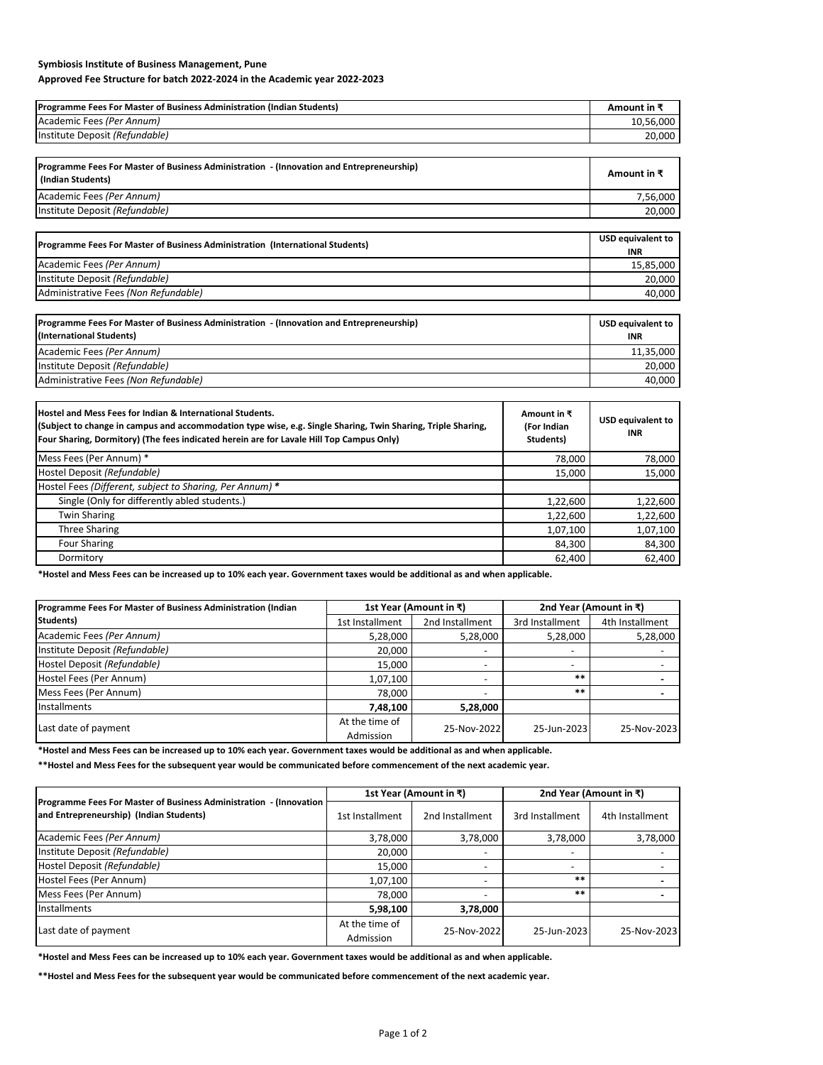**Symbiosis Institute of Business Management, Pune**

**Approved Fee Structure for batch 2022-2024 in the Academic year 2022-2023**

| Programme Fees For Master of Business Administration (Indian Students) | Amount in ₹ |
|---|---|
| Academic Fees *(Per Annum)* | 10,56,000 |
| Institute Deposit *(Refundable)* | 20,000 |

| Programme Fees For Master of Business Administration - (Innovation and Entrepreneurship) (Indian Students) | Amount in ₹ |
|---|---|
| Academic Fees *(Per Annum)* | 7,56,000 |
| Institute Deposit *(Refundable)* | 20,000 |

| Programme Fees For Master of Business Administration (International Students) | USD equivalent to INR |
|---|---|
| Academic Fees *(Per Annum)* | 15,85,000 |
| Institute Deposit *(Refundable)* | 20,000 |
| Administrative Fees *(Non Refundable)* | 40,000 |

| Programme Fees For Master of Business Administration - (Innovation and Entrepreneurship) (International Students) | USD equivalent to INR |
|---|---|
| Academic Fees *(Per Annum)* | 11,35,000 |
| Institute Deposit *(Refundable)* | 20,000 |
| Administrative Fees *(Non Refundable)* | 40,000 |

| Hostel and Mess Fees for Indian & International Students. (Subject to change in campus and accommodation type wise, e.g. Single Sharing, Twin Sharing, Triple Sharing, Four Sharing, Dormitory) (The fees indicated herein are for Lavale Hill Top Campus Only) | Amount in ₹ (For Indian Students) | USD equivalent to INR |
|---|---|---|
| Mess Fees (Per Annum) * | 78,000 | 78,000 |
| Hostel Deposit *(Refundable)* | 15,000 | 15,000 |
| Hostel Fees *(Different, subject to Sharing, Per Annum)* * | | |
| Single (Only for differently abled students.) | 1,22,600 | 1,22,600 |
| Twin Sharing | 1,22,600 | 1,22,600 |
| Three Sharing | 1,07,100 | 1,07,100 |
| Four Sharing | 84,300 | 84,300 |
| Dormitory | 62,400 | 62,400 |

**\*Hostel and Mess Fees can be increased up to 10% each year. Government taxes would be additional as and when applicable.**

| Programme Fees For Master of Business Administration (Indian Students) | 1st Year (Amount in ₹) | | 2nd Year (Amount in ₹) | |
|---|---|---|---|---|
| | 1st Installment | 2nd Installment | 3rd Installment | 4th Installment |
| Academic Fees *(Per Annum)* | 5,28,000 | 5,28,000 | 5,28,000 | 5,28,000 |
| Institute Deposit *(Refundable)* | 20,000 | - | - | - |
| Hostel Deposit *(Refundable)* | 15,000 | - | - | - |
| Hostel Fees (Per Annum) | 1,07,100 | - | ** | - |
| Mess Fees (Per Annum) | 78,000 | - | ** | - |
| Installments | **7,48,100** | **5,28,000** | | |
| Last date of payment | At the time of Admission | 25-Nov-2022 | 25-Jun-2023 | 25-Nov-2023 |

**\*Hostel and Mess Fees can be increased up to 10% each year. Government taxes would be additional as and when applicable.**

**\*\*Hostel and Mess Fees for the subsequent year would be communicated before commencement of the next academic year.**

| Programme Fees For Master of Business Administration - (Innovation and Entrepreneurship) (Indian Students) | 1st Year (Amount in ₹) | | 2nd Year (Amount in ₹) | |
|---|---|---|---|---|
| | 1st Installment | 2nd Installment | 3rd Installment | 4th Installment |
| Academic Fees *(Per Annum)* | 3,78,000 | 3,78,000 | 3,78,000 | 3,78,000 |
| Institute Deposit *(Refundable)* | 20,000 | - | - | - |
| Hostel Deposit *(Refundable)* | 15,000 | - | - | - |
| Hostel Fees (Per Annum) | 1,07,100 | - | ** | - |
| Mess Fees (Per Annum) | 78,000 | - | ** | - |
| Installments | **5,98,100** | **3,78,000** | | |
| Last date of payment | At the time of Admission | 25-Nov-2022 | 25-Jun-2023 | 25-Nov-2023 |

**\*Hostel and Mess Fees can be increased up to 10% each year. Government taxes would be additional as and when applicable.**

**\*\*Hostel and Mess Fees for the subsequent year would be communicated before commencement of the next academic year.**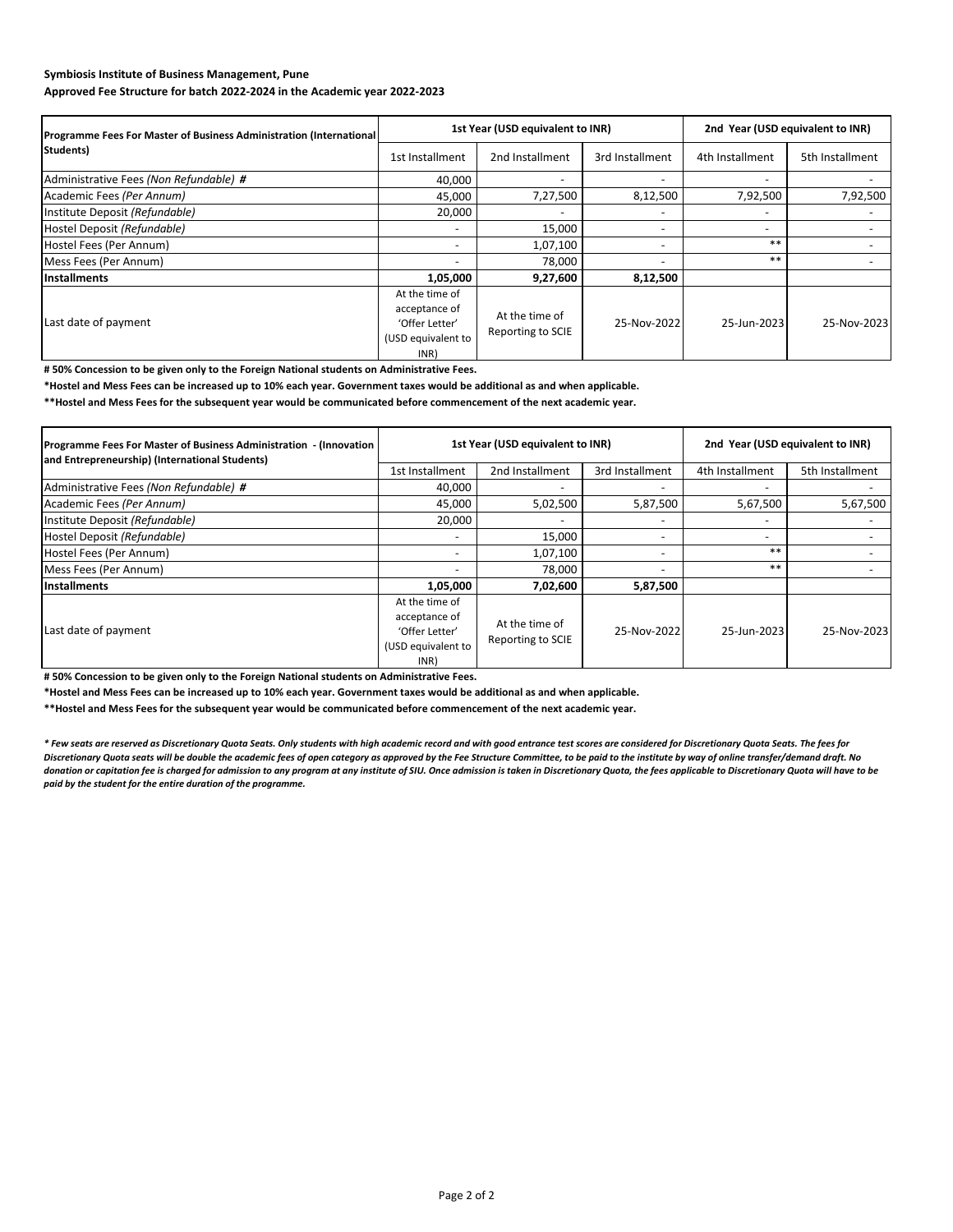**Symbiosis Institute of Business Management, Pune**

**Approved Fee Structure for batch 2022-2024 in the Academic year 2022-2023**

| **Programme Fees For Master of Business Administration (International Students)** | **1st Year (USD equivalent to INR)** | | | **2nd Year (USD equivalent to INR)** | |
|---|---|---|---|---|---|
| | 1st Installment | 2nd Installment | 3rd Installment | 4th Installment | 5th Installment |
| Administrative Fees *(Non Refundable)* **#** | 40,000 | - | - | - | - |
| Academic Fees *(Per Annum)* | 45,000 | 7,27,500 | 8,12,500 | 7,92,500 | 7,92,500 |
| Institute Deposit *(Refundable)* | 20,000 | - | - | - | - |
| Hostel Deposit *(Refundable)* | - | 15,000 | - | - | - |
| Hostel Fees (Per Annum) | - | 1,07,100 | - | ** | - |
| Mess Fees (Per Annum) | - | 78,000 | - | ** | - |
| **Installments** | **1,05,000** | **9,27,600** | **8,12,500** | | |
| Last date of payment | At the time of acceptance of 'Offer Letter' (USD equivalent to INR) | At the time of Reporting to SCIE | 25-Nov-2022 | 25-Jun-2023 | 25-Nov-2023 |

**# 50% Concession to be given only to the Foreign National students on Administrative Fees.**

**\*Hostel and Mess Fees can be increased up to 10% each year. Government taxes would be additional as and when applicable.**

**\*\*Hostel and Mess Fees for the subsequent year would be communicated before commencement of the next academic year.**

| **Programme Fees For Master of Business Administration - (Innovation and Entrepreneurship) (International Students)** | **1st Year (USD equivalent to INR)** | | | **2nd Year (USD equivalent to INR)** | |
|---|---|---|---|---|---|
| | 1st Installment | 2nd Installment | 3rd Installment | 4th Installment | 5th Installment |
| Administrative Fees *(Non Refundable)* **#** | 40,000 | - | - | - | - |
| Academic Fees *(Per Annum)* | 45,000 | 5,02,500 | 5,87,500 | 5,67,500 | 5,67,500 |
| Institute Deposit *(Refundable)* | 20,000 | - | - | - | - |
| Hostel Deposit *(Refundable)* | - | 15,000 | - | - | - |
| Hostel Fees (Per Annum) | - | 1,07,100 | - | ** | - |
| Mess Fees (Per Annum) | - | 78,000 | - | ** | - |
| **Installments** | **1,05,000** | **7,02,600** | **5,87,500** | | |
| Last date of payment | At the time of acceptance of 'Offer Letter' (USD equivalent to INR) | At the time of Reporting to SCIE | 25-Nov-2022 | 25-Jun-2023 | 25-Nov-2023 |

**# 50% Concession to be given only to the Foreign National students on Administrative Fees.**

**\*Hostel and Mess Fees can be increased up to 10% each year. Government taxes would be additional as and when applicable.**

**\*\*Hostel and Mess Fees for the subsequent year would be communicated before commencement of the next academic year.**

***\* Few seats are reserved as Discretionary Quota Seats. Only students with high academic record and with good entrance test scores are considered for Discretionary Quota Seats. The fees for Discretionary Quota seats will be double the academic fees of open category as approved by the Fee Structure Committee, to be paid to the institute by way of online transfer/demand draft. No donation or capitation fee is charged for admission to any program at any institute of SIU. Once admission is taken in Discretionary Quota, the fees applicable to Discretionary Quota will have to be paid by the student for the entire duration of the programme.***